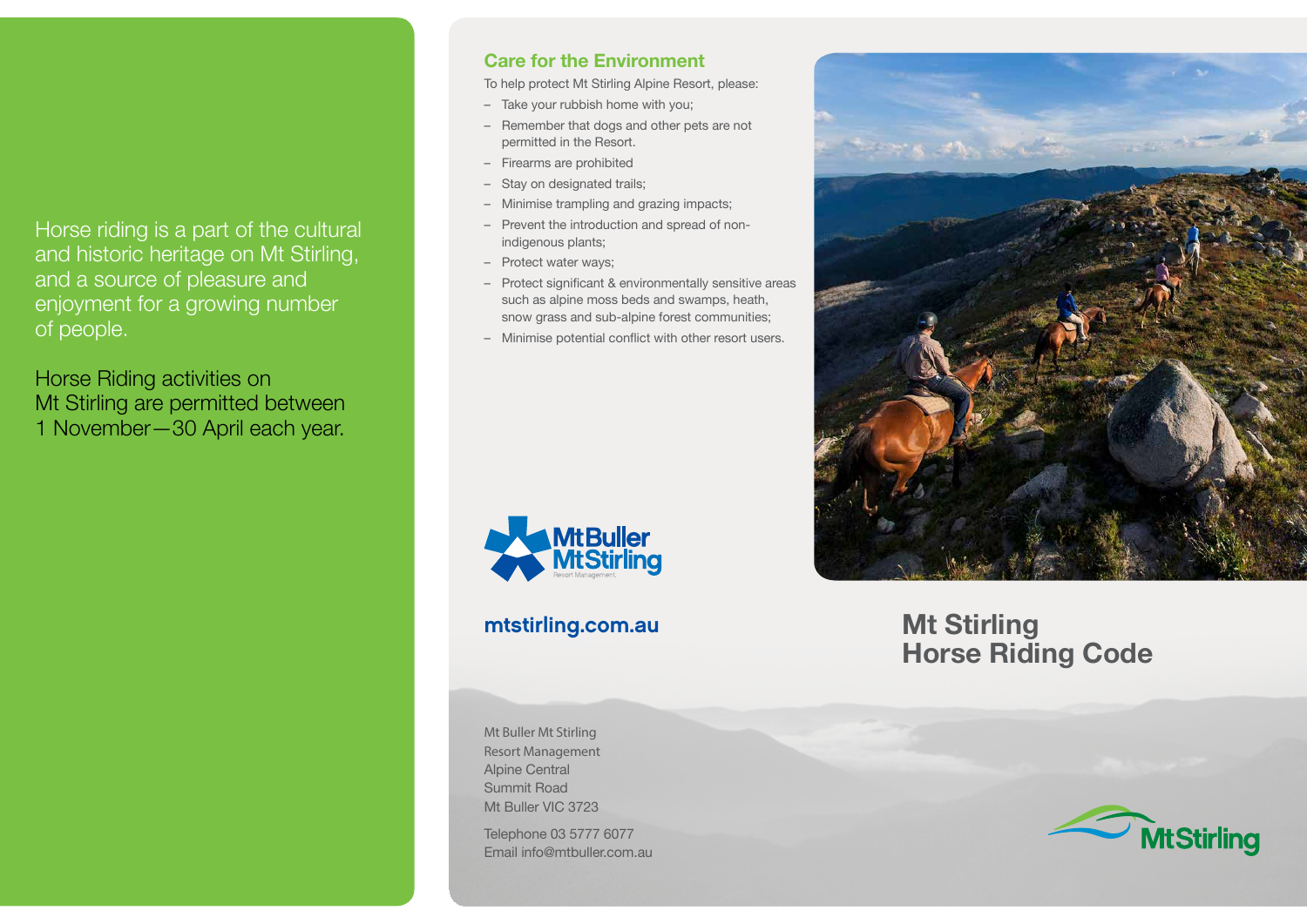Horse riding is a part of the cultural and historic heritage on Mt Stirling, and a source of pleasure and enjoyment for a growing number of people.

Horse Riding activities on Mt Stirling are permitted between 1 November—30 April each year.

## Care for the Environment

To help protect Mt Stirling Alpine Resort, please:

- Take your rubbish home with you;
- Remember that dogs and other pets are not permitted in the Resort.
- Firearms are prohibited
- Stay on designated trails;
- Minimise trampling and grazing impacts;
- Prevent the introduction and spread of non-indigenous plants;
- Protect water ways;
- Protect significant & environmentally sensitive areas such as alpine moss beds and swamps, heath, snow grass and sub-alpine forest communities;
- Minimise potential conflict with other resort users.

MtBuller MtStirling Resort Management

**mtstirling.com.au**

Mt Buller Mt Stirling
Resort Management
Alpine Central
Summit Road
Mt Buller VIC 3723

Telephone 03 5777 6077
Email info@mtbuller.com.au

# Mt Stirling Horse Riding Code

MtStirling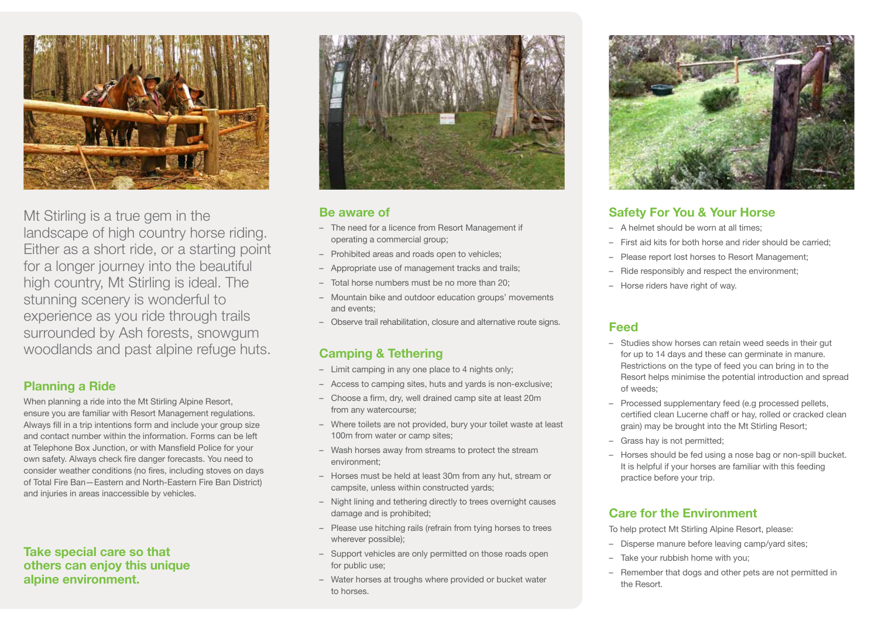Mt Stirling is a true gem in the landscape of high country horse riding. Either as a short ride, or a starting point for a longer journey into the beautiful high country, Mt Stirling is ideal. The stunning scenery is wonderful to experience as you ride through trails surrounded by Ash forests, snowgum woodlands and past alpine refuge huts.

## Planning a Ride

When planning a ride into the Mt Stirling Alpine Resort, ensure you are familiar with Resort Management regulations. Always fill in a trip intentions form and include your group size and contact number within the information. Forms can be left at Telephone Box Junction, or with Mansfield Police for your own safety. Always check fire danger forecasts. You need to consider weather conditions (no fires, including stoves on days of Total Fire Ban—Eastern and North-Eastern Fire Ban District) and injuries in areas inaccessible by vehicles.

**Take special care so that others can enjoy this unique alpine environment.**

## Be aware of

- The need for a licence from Resort Management if operating a commercial group;
- Prohibited areas and roads open to vehicles;
- Appropriate use of management tracks and trails;
- Total horse numbers must be no more than 20;
- Mountain bike and outdoor education groups' movements and events;
- Observe trail rehabilitation, closure and alternative route signs.

## Camping & Tethering

- Limit camping in any one place to 4 nights only;
- Access to camping sites, huts and yards is non-exclusive;
- Choose a firm, dry, well drained camp site at least 20m from any watercourse;
- Where toilets are not provided, bury your toilet waste at least 100m from water or camp sites;
- Wash horses away from streams to protect the stream environment;
- Horses must be held at least 30m from any hut, stream or campsite, unless within constructed yards;
- Night lining and tethering directly to trees overnight causes damage and is prohibited;
- Please use hitching rails (refrain from tying horses to trees wherever possible);
- Support vehicles are only permitted on those roads open for public use;
- Water horses at troughs where provided or bucket water to horses.

## Safety For You & Your Horse

- A helmet should be worn at all times;
- First aid kits for both horse and rider should be carried;
- Please report lost horses to Resort Management;
- Ride responsibly and respect the environment;
- Horse riders have right of way.

## Feed

- Studies show horses can retain weed seeds in their gut for up to 14 days and these can germinate in manure. Restrictions on the type of feed you can bring in to the Resort helps minimise the potential introduction and spread of weeds;
- Processed supplementary feed (e.g processed pellets, certified clean Lucerne chaff or hay, rolled or cracked clean grain) may be brought into the Mt Stirling Resort;
- Grass hay is not permitted;
- Horses should be fed using a nose bag or non-spill bucket. It is helpful if your horses are familiar with this feeding practice before your trip.

## Care for the Environment

To help protect Mt Stirling Alpine Resort, please:

- Disperse manure before leaving camp/yard sites;
- Take your rubbish home with you;
- Remember that dogs and other pets are not permitted in the Resort.